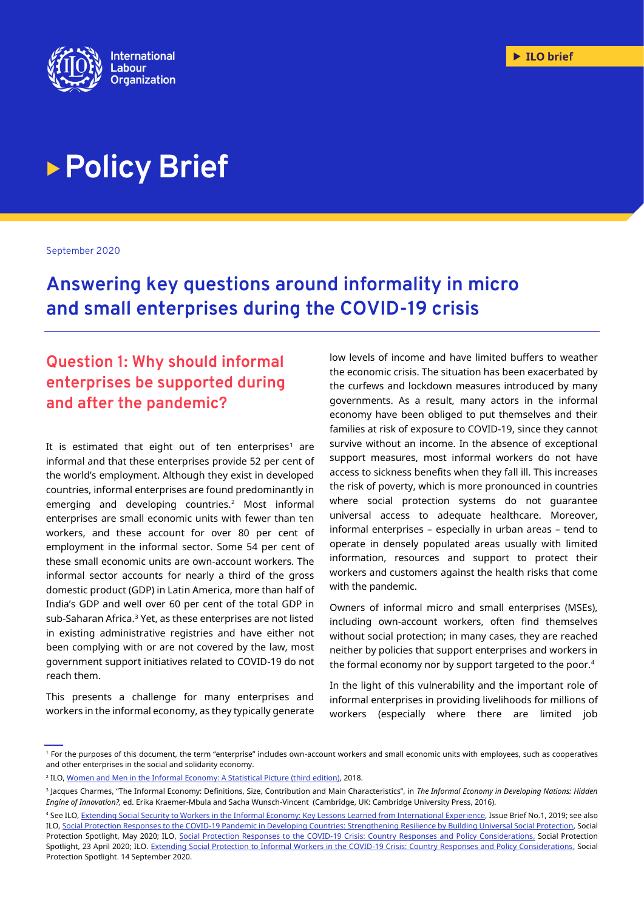ILO brief

# Policy Brief

September 2020

# Answering key questions around informality in micro and small enterprises during the COVID-19 crisis

## Question 1: Why should informal enterprises be supported during and after the pandemic?

It is estimated that eight out of ten enterprises[1] are informal and that these enterprises provide 52 per cent of the world's employment. Although they exist in developed countries, informal enterprises are found predominantly in emerging and developing countries.[2] Most informal enterprises are small economic units with fewer than ten workers, and these account for over 80 per cent of employment in the informal sector. Some 54 per cent of these small economic units are own-account workers. The informal sector accounts for nearly a third of the gross domestic product (GDP) in Latin America, more than half of India's GDP and well over 60 per cent of the total GDP in sub-Saharan Africa.[3] Yet, as these enterprises are not listed in existing administrative registries and have either not been complying with or are not covered by the law, most government support initiatives related to COVID-19 do not reach them.

This presents a challenge for many enterprises and workers in the informal economy, as they typically generate low levels of income and have limited buffers to weather the economic crisis. The situation has been exacerbated by the curfews and lockdown measures introduced by many governments. As a result, many actors in the informal economy have been obliged to put themselves and their families at risk of exposure to COVID-19, since they cannot survive without an income. In the absence of exceptional support measures, most informal workers do not have access to sickness benefits when they fall ill. This increases the risk of poverty, which is more pronounced in countries where social protection systems do not guarantee universal access to adequate healthcare. Moreover, informal enterprises – especially in urban areas – tend to operate in densely populated areas usually with limited information, resources and support to protect their workers and customers against the health risks that come with the pandemic.

Owners of informal micro and small enterprises (MSEs), including own-account workers, often find themselves without social protection; in many cases, they are reached neither by policies that support enterprises and workers in the formal economy nor by support targeted to the poor.[4]

In the light of this vulnerability and the important role of informal enterprises in providing livelihoods for millions of workers (especially where there are limited job

---

[1] For the purposes of this document, the term "enterprise" includes own-account workers and small economic units with employees, such as cooperatives and other enterprises in the social and solidarity economy.

[2] ILO, Women and Men in the Informal Economy: A Statistical Picture (third edition), 2018.

[3] Jacques Charmes, "The Informal Economy: Definitions, Size, Contribution and Main Characteristics", in *The Informal Economy in Developing Nations: Hidden Engine of Innovation?*, ed. Erika Kraemer-Mbula and Sacha Wunsch-Vincent (Cambridge, UK: Cambridge University Press, 2016).

[4] See ILO, Extending Social Security to Workers in the Informal Economy: Key Lessons Learned from International Experience, Issue Brief No.1, 2019; see also ILO, Social Protection Responses to the COVID-19 Pandemic in Developing Countries: Strengthening Resilience by Building Universal Social Protection, Social Protection Spotlight, May 2020; ILO, Social Protection Responses to the COVID-19 Crisis: Country Responses and Policy Considerations, Social Protection Spotlight, 23 April 2020; ILO. Extending Social Protection to Informal Workers in the COVID-19 Crisis: Country Responses and Policy Considerations, Social Protection Spotlight. 14 September 2020.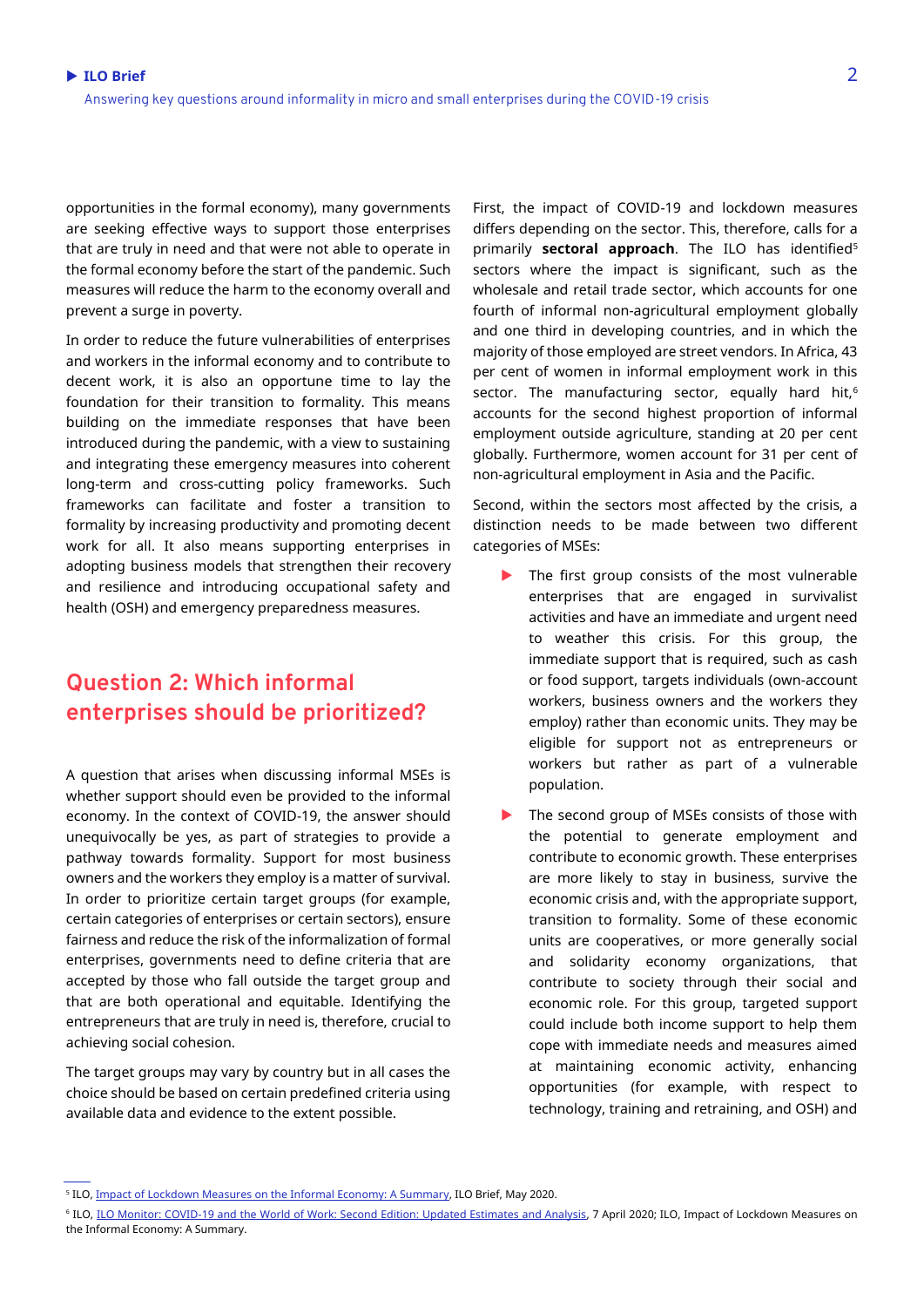opportunities in the formal economy), many governments are seeking effective ways to support those enterprises that are truly in need and that were not able to operate in the formal economy before the start of the pandemic. Such measures will reduce the harm to the economy overall and prevent a surge in poverty.

In order to reduce the future vulnerabilities of enterprises and workers in the informal economy and to contribute to decent work, it is also an opportune time to lay the foundation for their transition to formality. This means building on the immediate responses that have been introduced during the pandemic, with a view to sustaining and integrating these emergency measures into coherent long-term and cross-cutting policy frameworks. Such frameworks can facilitate and foster a transition to formality by increasing productivity and promoting decent work for all. It also means supporting enterprises in adopting business models that strengthen their recovery and resilience and introducing occupational safety and health (OSH) and emergency preparedness measures.

## Question 2: Which informal enterprises should be prioritized?

A question that arises when discussing informal MSEs is whether support should even be provided to the informal economy. In the context of COVID-19, the answer should unequivocally be yes, as part of strategies to provide a pathway towards formality. Support for most business owners and the workers they employ is a matter of survival. In order to prioritize certain target groups (for example, certain categories of enterprises or certain sectors), ensure fairness and reduce the risk of the informalization of formal enterprises, governments need to define criteria that are accepted by those who fall outside the target group and that are both operational and equitable. Identifying the entrepreneurs that are truly in need is, therefore, crucial to achieving social cohesion.

The target groups may vary by country but in all cases the choice should be based on certain predefined criteria using available data and evidence to the extent possible.

First, the impact of COVID-19 and lockdown measures differs depending on the sector. This, therefore, calls for a primarily **sectoral approach**. The ILO has identified[5] sectors where the impact is significant, such as the wholesale and retail trade sector, which accounts for one fourth of informal non-agricultural employment globally and one third in developing countries, and in which the majority of those employed are street vendors. In Africa, 43 per cent of women in informal employment work in this sector. The manufacturing sector, equally hard hit,[6] accounts for the second highest proportion of informal employment outside agriculture, standing at 20 per cent globally. Furthermore, women account for 31 per cent of non-agricultural employment in Asia and the Pacific.

Second, within the sectors most affected by the crisis, a distinction needs to be made between two different categories of MSEs:

- The first group consists of the most vulnerable enterprises that are engaged in survivalist activities and have an immediate and urgent need to weather this crisis. For this group, the immediate support that is required, such as cash or food support, targets individuals (own-account workers, business owners and the workers they employ) rather than economic units. They may be eligible for support not as entrepreneurs or workers but rather as part of a vulnerable population.
- The second group of MSEs consists of those with the potential to generate employment and contribute to economic growth. These enterprises are more likely to stay in business, survive the economic crisis and, with the appropriate support, transition to formality. Some of these economic units are cooperatives, or more generally social and solidarity economy organizations, that contribute to society through their social and economic role. For this group, targeted support could include both income support to help them cope with immediate needs and measures aimed at maintaining economic activity, enhancing opportunities (for example, with respect to technology, training and retraining, and OSH) and

---

[5] ILO, Impact of Lockdown Measures on the Informal Economy: A Summary, ILO Brief, May 2020.

[6] ILO, ILO Monitor: COVID-19 and the World of Work: Second Edition: Updated Estimates and Analysis, 7 April 2020; ILO, Impact of Lockdown Measures on the Informal Economy: A Summary.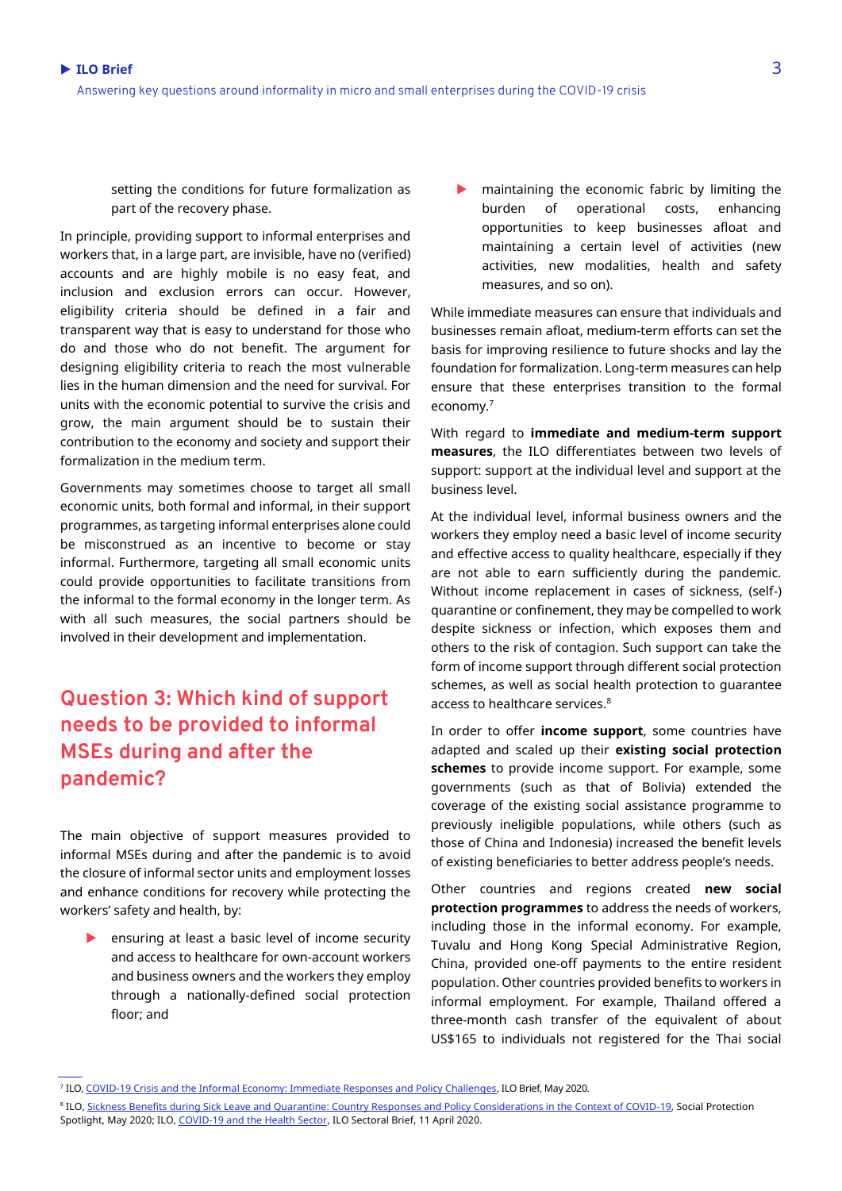setting the conditions for future formalization as part of the recovery phase.

In principle, providing support to informal enterprises and workers that, in a large part, are invisible, have no (verified) accounts and are highly mobile is no easy feat, and inclusion and exclusion errors can occur. However, eligibility criteria should be defined in a fair and transparent way that is easy to understand for those who do and those who do not benefit. The argument for designing eligibility criteria to reach the most vulnerable lies in the human dimension and the need for survival. For units with the economic potential to survive the crisis and grow, the main argument should be to sustain their contribution to the economy and society and support their formalization in the medium term.

Governments may sometimes choose to target all small economic units, both formal and informal, in their support programmes, as targeting informal enterprises alone could be misconstrued as an incentive to become or stay informal. Furthermore, targeting all small economic units could provide opportunities to facilitate transitions from the informal to the formal economy in the longer term. As with all such measures, the social partners should be involved in their development and implementation.

## Question 3: Which kind of support needs to be provided to informal MSEs during and after the pandemic?

The main objective of support measures provided to informal MSEs during and after the pandemic is to avoid the closure of informal sector units and employment losses and enhance conditions for recovery while protecting the workers' safety and health, by:

- ensuring at least a basic level of income security and access to healthcare for own-account workers and business owners and the workers they employ through a nationally-defined social protection floor; and
- maintaining the economic fabric by limiting the burden of operational costs, enhancing opportunities to keep businesses afloat and maintaining a certain level of activities (new activities, new modalities, health and safety measures, and so on).

While immediate measures can ensure that individuals and businesses remain afloat, medium-term efforts can set the basis for improving resilience to future shocks and lay the foundation for formalization. Long-term measures can help ensure that these enterprises transition to the formal economy.[7]

With regard to **immediate and medium-term support measures**, the ILO differentiates between two levels of support: support at the individual level and support at the business level.

At the individual level, informal business owners and the workers they employ need a basic level of income security and effective access to quality healthcare, especially if they are not able to earn sufficiently during the pandemic. Without income replacement in cases of sickness, (self-) quarantine or confinement, they may be compelled to work despite sickness or infection, which exposes them and others to the risk of contagion. Such support can take the form of income support through different social protection schemes, as well as social health protection to guarantee access to healthcare services.[8]

In order to offer **income support**, some countries have adapted and scaled up their **existing social protection schemes** to provide income support. For example, some governments (such as that of Bolivia) extended the coverage of the existing social assistance programme to previously ineligible populations, while others (such as those of China and Indonesia) increased the benefit levels of existing beneficiaries to better address people's needs.

Other countries and regions created **new social protection programmes** to address the needs of workers, including those in the informal economy. For example, Tuvalu and Hong Kong Special Administrative Region, China, provided one-off payments to the entire resident population. Other countries provided benefits to workers in informal employment. For example, Thailand offered a three-month cash transfer of the equivalent of about US$165 to individuals not registered for the Thai social

---

[7] ILO, COVID-19 Crisis and the Informal Economy: Immediate Responses and Policy Challenges, ILO Brief, May 2020.

[8] ILO, Sickness Benefits during Sick Leave and Quarantine: Country Responses and Policy Considerations in the Context of COVID-19, Social Protection Spotlight, May 2020; ILO, COVID-19 and the Health Sector, ILO Sectoral Brief, 11 April 2020.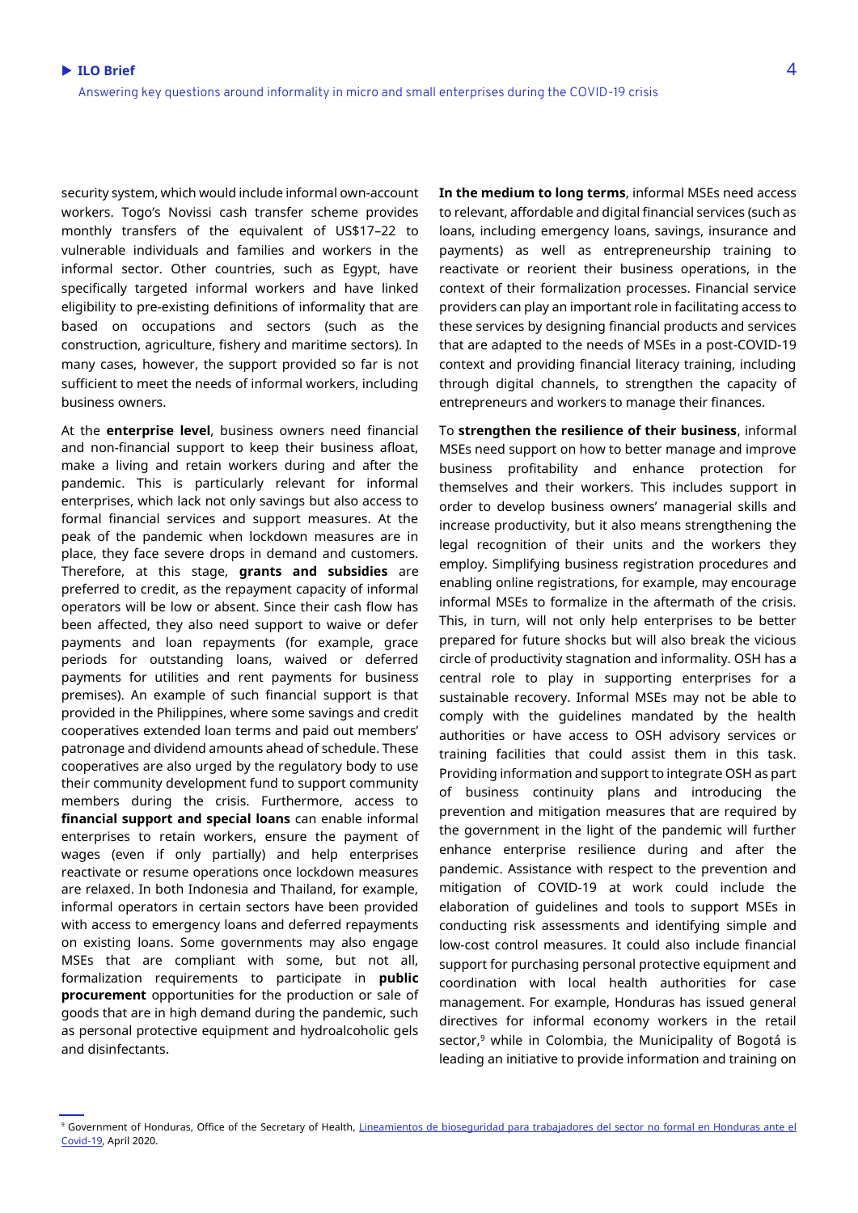security system, which would include informal own-account workers. Togo's Novissi cash transfer scheme provides monthly transfers of the equivalent of US$17–22 to vulnerable individuals and families and workers in the informal sector. Other countries, such as Egypt, have specifically targeted informal workers and have linked eligibility to pre-existing definitions of informality that are based on occupations and sectors (such as the construction, agriculture, fishery and maritime sectors). In many cases, however, the support provided so far is not sufficient to meet the needs of informal workers, including business owners.

At the **enterprise level**, business owners need financial and non-financial support to keep their business afloat, make a living and retain workers during and after the pandemic. This is particularly relevant for informal enterprises, which lack not only savings but also access to formal financial services and support measures. At the peak of the pandemic when lockdown measures are in place, they face severe drops in demand and customers. Therefore, at this stage, **grants and subsidies** are preferred to credit, as the repayment capacity of informal operators will be low or absent. Since their cash flow has been affected, they also need support to waive or defer payments and loan repayments (for example, grace periods for outstanding loans, waived or deferred payments for utilities and rent payments for business premises). An example of such financial support is that provided in the Philippines, where some savings and credit cooperatives extended loan terms and paid out members' patronage and dividend amounts ahead of schedule. These cooperatives are also urged by the regulatory body to use their community development fund to support community members during the crisis. Furthermore, access to **financial support and special loans** can enable informal enterprises to retain workers, ensure the payment of wages (even if only partially) and help enterprises reactivate or resume operations once lockdown measures are relaxed. In both Indonesia and Thailand, for example, informal operators in certain sectors have been provided with access to emergency loans and deferred repayments on existing loans. Some governments may also engage MSEs that are compliant with some, but not all, formalization requirements to participate in **public procurement** opportunities for the production or sale of goods that are in high demand during the pandemic, such as personal protective equipment and hydroalcoholic gels and disinfectants.

**In the medium to long terms**, informal MSEs need access to relevant, affordable and digital financial services (such as loans, including emergency loans, savings, insurance and payments) as well as entrepreneurship training to reactivate or reorient their business operations, in the context of their formalization processes. Financial service providers can play an important role in facilitating access to these services by designing financial products and services that are adapted to the needs of MSEs in a post-COVID-19 context and providing financial literacy training, including through digital channels, to strengthen the capacity of entrepreneurs and workers to manage their finances.

To **strengthen the resilience of their business**, informal MSEs need support on how to better manage and improve business profitability and enhance protection for themselves and their workers. This includes support in order to develop business owners' managerial skills and increase productivity, but it also means strengthening the legal recognition of their units and the workers they employ. Simplifying business registration procedures and enabling online registrations, for example, may encourage informal MSEs to formalize in the aftermath of the crisis. This, in turn, will not only help enterprises to be better prepared for future shocks but will also break the vicious circle of productivity stagnation and informality. OSH has a central role to play in supporting enterprises for a sustainable recovery. Informal MSEs may not be able to comply with the guidelines mandated by the health authorities or have access to OSH advisory services or training facilities that could assist them in this task. Providing information and support to integrate OSH as part of business continuity plans and introducing the prevention and mitigation measures that are required by the government in the light of the pandemic will further enhance enterprise resilience during and after the pandemic. Assistance with respect to the prevention and mitigation of COVID-19 at work could include the elaboration of guidelines and tools to support MSEs in conducting risk assessments and identifying simple and low-cost control measures. It could also include financial support for purchasing personal protective equipment and coordination with local health authorities for case management. For example, Honduras has issued general directives for informal economy workers in the retail sector,[9] while in Colombia, the Municipality of Bogotá is leading an initiative to provide information and training on

---

[9] Government of Honduras, Office of the Secretary of Health, Lineamientos de bioseguridad para trabajadores del sector no formal en Honduras ante el Covid-19, April 2020.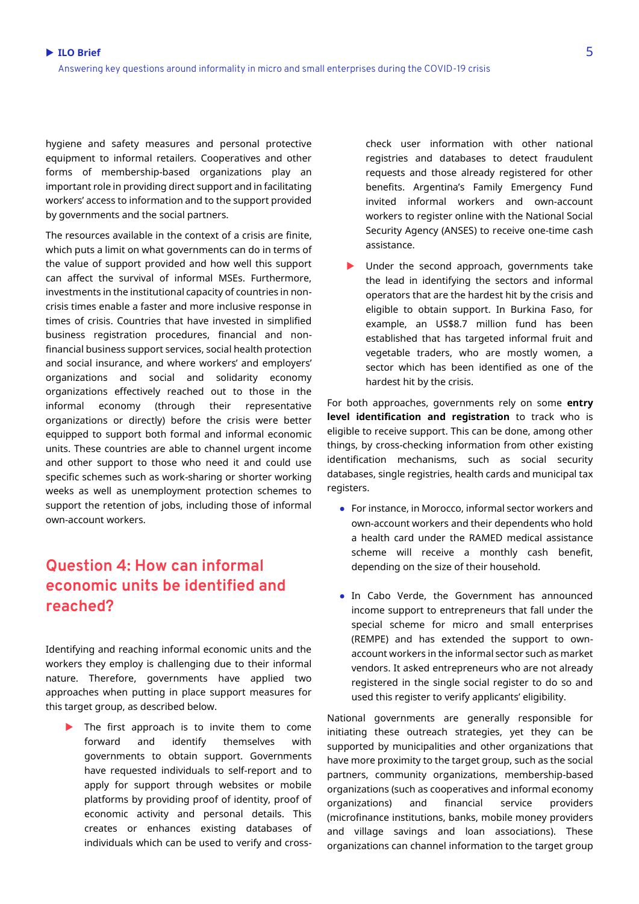hygiene and safety measures and personal protective equipment to informal retailers. Cooperatives and other forms of membership-based organizations play an important role in providing direct support and in facilitating workers' access to information and to the support provided by governments and the social partners.

The resources available in the context of a crisis are finite, which puts a limit on what governments can do in terms of the value of support provided and how well this support can affect the survival of informal MSEs. Furthermore, investments in the institutional capacity of countries in non-crisis times enable a faster and more inclusive response in times of crisis. Countries that have invested in simplified business registration procedures, financial and non-financial business support services, social health protection and social insurance, and where workers' and employers' organizations and social and solidarity economy organizations effectively reached out to those in the informal economy (through their representative organizations or directly) before the crisis were better equipped to support both formal and informal economic units. These countries are able to channel urgent income and other support to those who need it and could use specific schemes such as work-sharing or shorter working weeks as well as unemployment protection schemes to support the retention of jobs, including those of informal own-account workers.

## Question 4: How can informal economic units be identified and reached?

Identifying and reaching informal economic units and the workers they employ is challenging due to their informal nature. Therefore, governments have applied two approaches when putting in place support measures for this target group, as described below.

- The first approach is to invite them to come forward and identify themselves with governments to obtain support. Governments have requested individuals to self-report and to apply for support through websites or mobile platforms by providing proof of identity, proof of economic activity and personal details. This creates or enhances existing databases of individuals which can be used to verify and cross-check user information with other national registries and databases to detect fraudulent requests and those already registered for other benefits. Argentina's Family Emergency Fund invited informal workers and own-account workers to register online with the National Social Security Agency (ANSES) to receive one-time cash assistance.
- Under the second approach, governments take the lead in identifying the sectors and informal operators that are the hardest hit by the crisis and eligible to obtain support. In Burkina Faso, for example, an US$8.7 million fund has been established that has targeted informal fruit and vegetable traders, who are mostly women, a sector which has been identified as one of the hardest hit by the crisis.

For both approaches, governments rely on some **entry level identification and registration** to track who is eligible to receive support. This can be done, among other things, by cross-checking information from other existing identification mechanisms, such as social security databases, single registries, health cards and municipal tax registers.

- For instance, in Morocco, informal sector workers and own-account workers and their dependents who hold a health card under the RAMED medical assistance scheme will receive a monthly cash benefit, depending on the size of their household.
- In Cabo Verde, the Government has announced income support to entrepreneurs that fall under the special scheme for micro and small enterprises (REMPE) and has extended the support to own-account workers in the informal sector such as market vendors. It asked entrepreneurs who are not already registered in the single social register to do so and used this register to verify applicants' eligibility.

National governments are generally responsible for initiating these outreach strategies, yet they can be supported by municipalities and other organizations that have more proximity to the target group, such as the social partners, community organizations, membership-based organizations (such as cooperatives and informal economy organizations) and financial service providers (microfinance institutions, banks, mobile money providers and village savings and loan associations). These organizations can channel information to the target group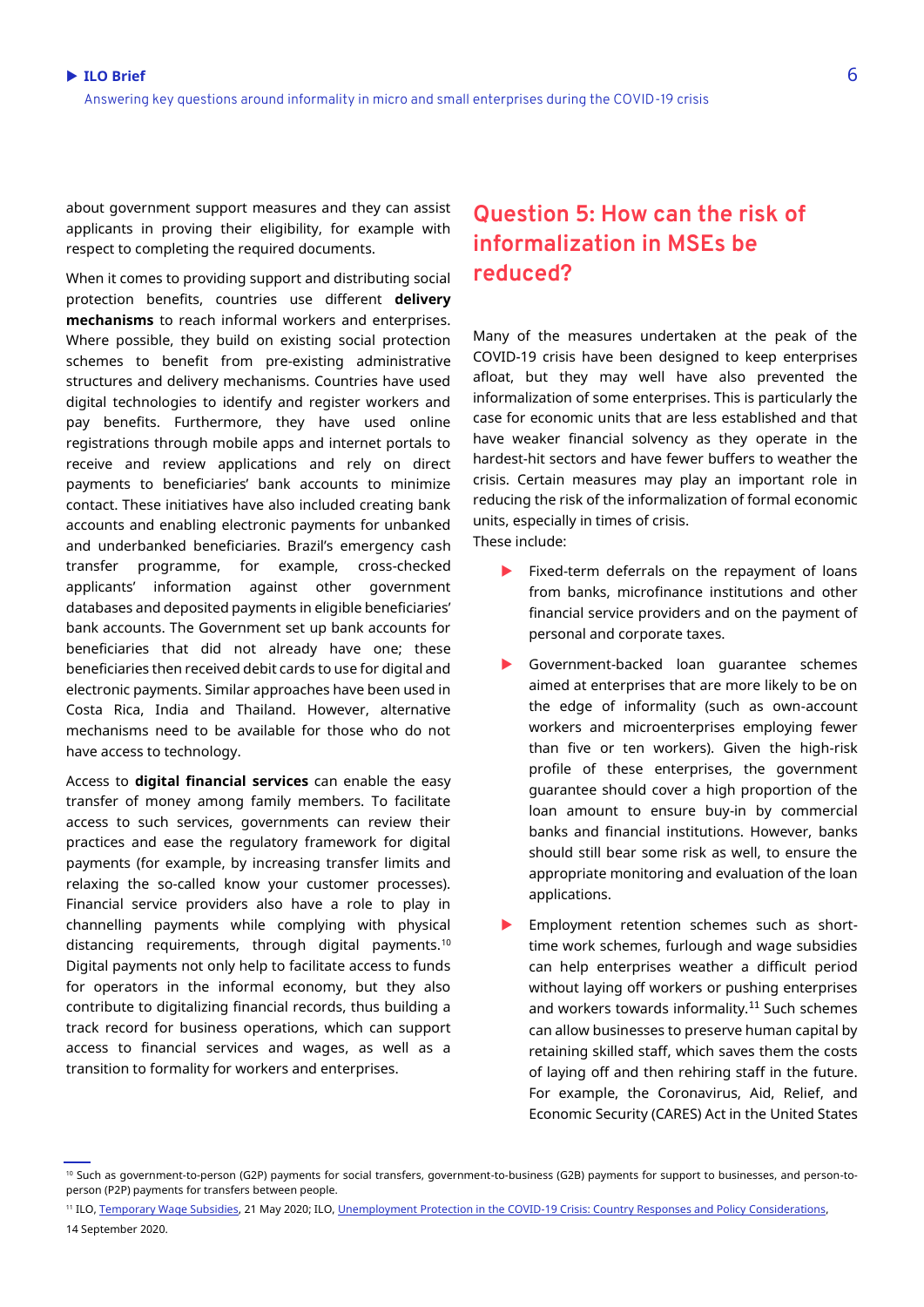about government support measures and they can assist applicants in proving their eligibility, for example with respect to completing the required documents.

When it comes to providing support and distributing social protection benefits, countries use different **delivery mechanisms** to reach informal workers and enterprises. Where possible, they build on existing social protection schemes to benefit from pre-existing administrative structures and delivery mechanisms. Countries have used digital technologies to identify and register workers and pay benefits. Furthermore, they have used online registrations through mobile apps and internet portals to receive and review applications and rely on direct payments to beneficiaries' bank accounts to minimize contact. These initiatives have also included creating bank accounts and enabling electronic payments for unbanked and underbanked beneficiaries. Brazil's emergency cash transfer programme, for example, cross-checked applicants' information against other government databases and deposited payments in eligible beneficiaries' bank accounts. The Government set up bank accounts for beneficiaries that did not already have one; these beneficiaries then received debit cards to use for digital and electronic payments. Similar approaches have been used in Costa Rica, India and Thailand. However, alternative mechanisms need to be available for those who do not have access to technology.

Access to **digital financial services** can enable the easy transfer of money among family members. To facilitate access to such services, governments can review their practices and ease the regulatory framework for digital payments (for example, by increasing transfer limits and relaxing the so-called know your customer processes). Financial service providers also have a role to play in channelling payments while complying with physical distancing requirements, through digital payments.[10] Digital payments not only help to facilitate access to funds for operators in the informal economy, but they also contribute to digitalizing financial records, thus building a track record for business operations, which can support access to financial services and wages, as well as a transition to formality for workers and enterprises.

## Question 5: How can the risk of informalization in MSEs be reduced?

Many of the measures undertaken at the peak of the COVID-19 crisis have been designed to keep enterprises afloat, but they may well have also prevented the informalization of some enterprises. This is particularly the case for economic units that are less established and that have weaker financial solvency as they operate in the hardest-hit sectors and have fewer buffers to weather the crisis. Certain measures may play an important role in reducing the risk of the informalization of formal economic units, especially in times of crisis.
These include:

- Fixed-term deferrals on the repayment of loans from banks, microfinance institutions and other financial service providers and on the payment of personal and corporate taxes.
- Government-backed loan guarantee schemes aimed at enterprises that are more likely to be on the edge of informality (such as own-account workers and microenterprises employing fewer than five or ten workers). Given the high-risk profile of these enterprises, the government guarantee should cover a high proportion of the loan amount to ensure buy-in by commercial banks and financial institutions. However, banks should still bear some risk as well, to ensure the appropriate monitoring and evaluation of the loan applications.
- Employment retention schemes such as short-time work schemes, furlough and wage subsidies can help enterprises weather a difficult period without laying off workers or pushing enterprises and workers towards informality.[11] Such schemes can allow businesses to preserve human capital by retaining skilled staff, which saves them the costs of laying off and then rehiring staff in the future. For example, the Coronavirus, Aid, Relief, and Economic Security (CARES) Act in the United States

---

[10] Such as government-to-person (G2P) payments for social transfers, government-to-business (G2B) payments for support to businesses, and person-to-person (P2P) payments for transfers between people.

[11] ILO, Temporary Wage Subsidies, 21 May 2020; ILO, Unemployment Protection in the COVID-19 Crisis: Country Responses and Policy Considerations, 14 September 2020.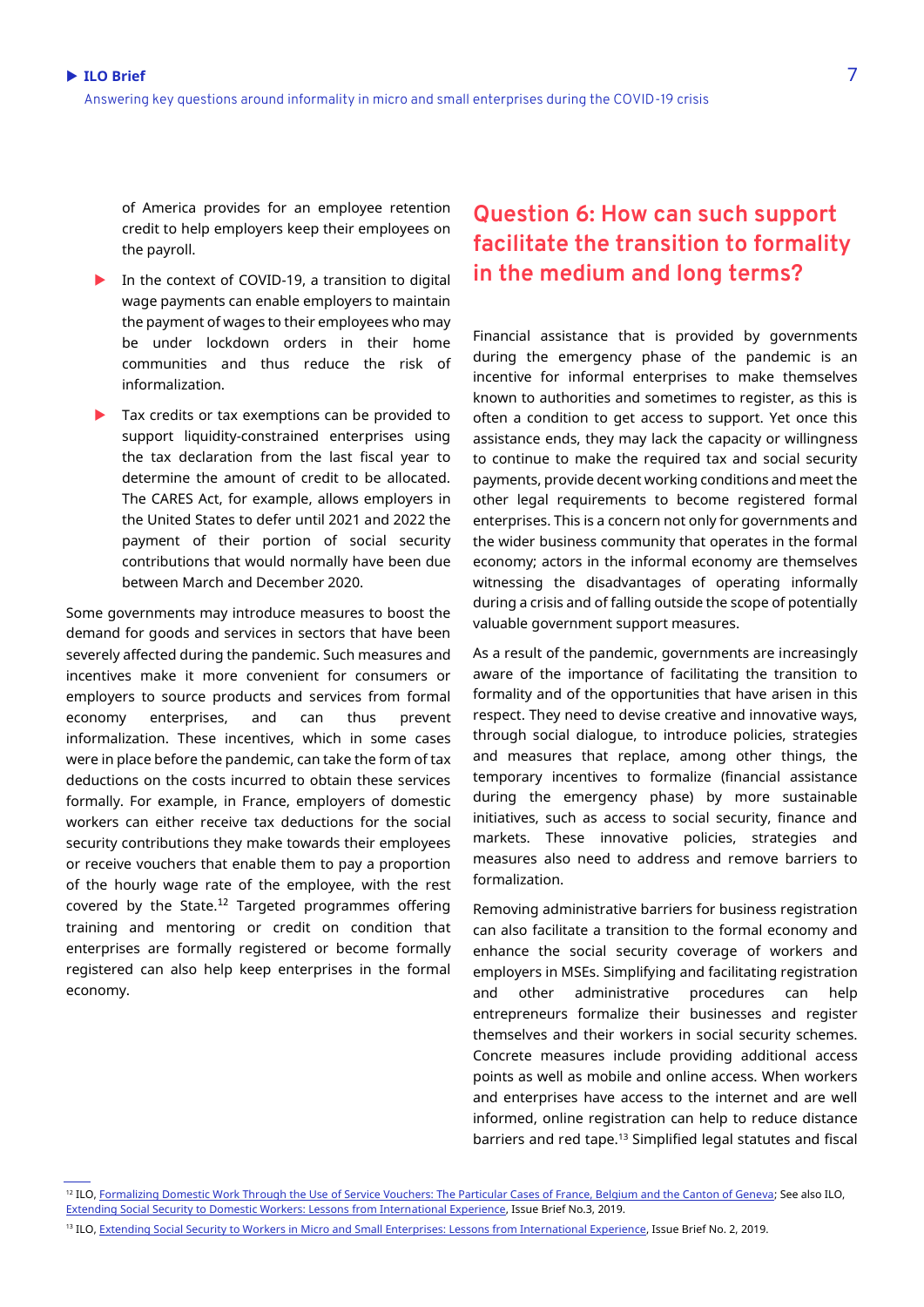of America provides for an employee retention credit to help employers keep their employees on the payroll.

- In the context of COVID-19, a transition to digital wage payments can enable employers to maintain the payment of wages to their employees who may be under lockdown orders in their home communities and thus reduce the risk of informalization.
- Tax credits or tax exemptions can be provided to support liquidity-constrained enterprises using the tax declaration from the last fiscal year to determine the amount of credit to be allocated. The CARES Act, for example, allows employers in the United States to defer until 2021 and 2022 the payment of their portion of social security contributions that would normally have been due between March and December 2020.

Some governments may introduce measures to boost the demand for goods and services in sectors that have been severely affected during the pandemic. Such measures and incentives make it more convenient for consumers or employers to source products and services from formal economy enterprises, and can thus prevent informalization. These incentives, which in some cases were in place before the pandemic, can take the form of tax deductions on the costs incurred to obtain these services formally. For example, in France, employers of domestic workers can either receive tax deductions for the social security contributions they make towards their employees or receive vouchers that enable them to pay a proportion of the hourly wage rate of the employee, with the rest covered by the State.[12] Targeted programmes offering training and mentoring or credit on condition that enterprises are formally registered or become formally registered can also help keep enterprises in the formal economy.

## Question 6: How can such support facilitate the transition to formality in the medium and long terms?

Financial assistance that is provided by governments during the emergency phase of the pandemic is an incentive for informal enterprises to make themselves known to authorities and sometimes to register, as this is often a condition to get access to support. Yet once this assistance ends, they may lack the capacity or willingness to continue to make the required tax and social security payments, provide decent working conditions and meet the other legal requirements to become registered formal enterprises. This is a concern not only for governments and the wider business community that operates in the formal economy; actors in the informal economy are themselves witnessing the disadvantages of operating informally during a crisis and of falling outside the scope of potentially valuable government support measures.

As a result of the pandemic, governments are increasingly aware of the importance of facilitating the transition to formality and of the opportunities that have arisen in this respect. They need to devise creative and innovative ways, through social dialogue, to introduce policies, strategies and measures that replace, among other things, the temporary incentives to formalize (financial assistance during the emergency phase) by more sustainable initiatives, such as access to social security, finance and markets. These innovative policies, strategies and measures also need to address and remove barriers to formalization.

Removing administrative barriers for business registration can also facilitate a transition to the formal economy and enhance the social security coverage of workers and employers in MSEs. Simplifying and facilitating registration and other administrative procedures can help entrepreneurs formalize their businesses and register themselves and their workers in social security schemes. Concrete measures include providing additional access points as well as mobile and online access. When workers and enterprises have access to the internet and are well informed, online registration can help to reduce distance barriers and red tape.[13] Simplified legal statutes and fiscal

---

[12] ILO, Formalizing Domestic Work Through the Use of Service Vouchers: The Particular Cases of France, Belgium and the Canton of Geneva; See also ILO, Extending Social Security to Domestic Workers: Lessons from International Experience, Issue Brief No.3, 2019.

[13] ILO, Extending Social Security to Workers in Micro and Small Enterprises: Lessons from International Experience, Issue Brief No. 2, 2019.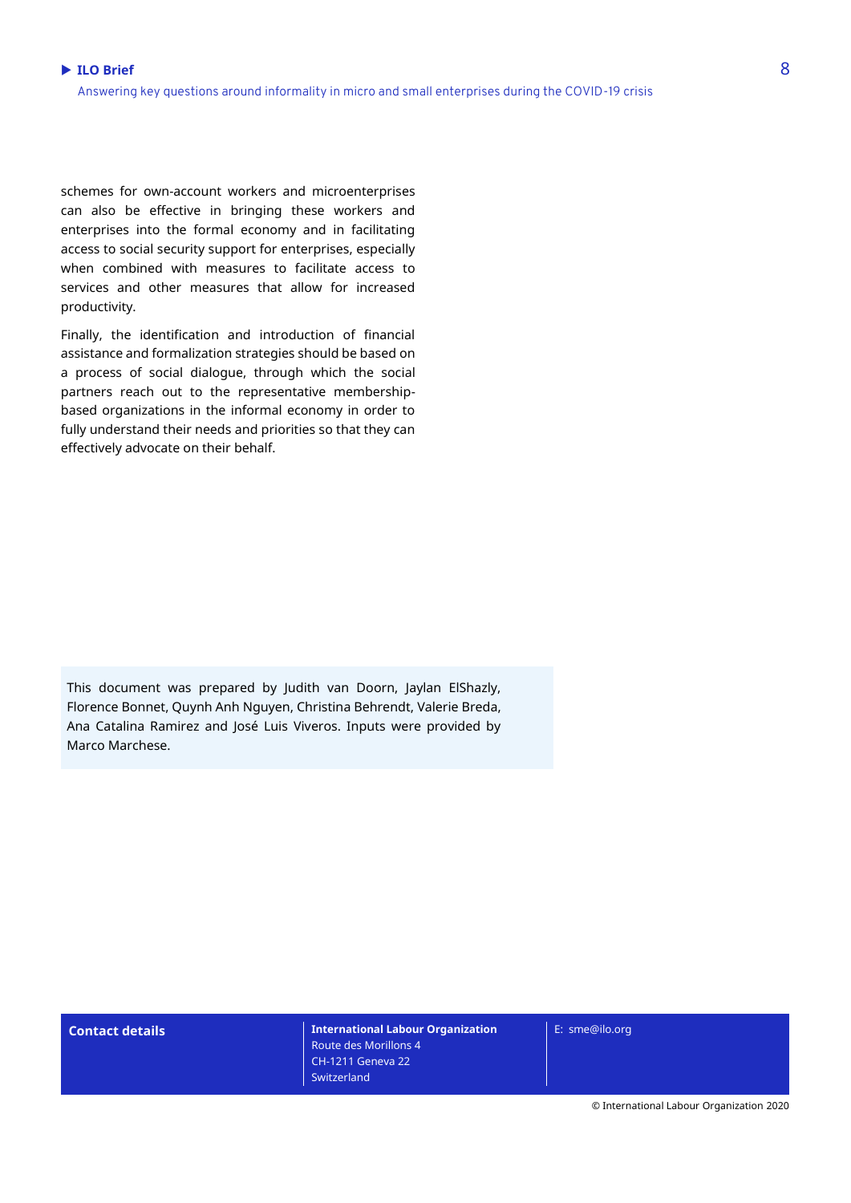schemes for own-account workers and microenterprises can also be effective in bringing these workers and enterprises into the formal economy and in facilitating access to social security support for enterprises, especially when combined with measures to facilitate access to services and other measures that allow for increased productivity.

Finally, the identification and introduction of financial assistance and formalization strategies should be based on a process of social dialogue, through which the social partners reach out to the representative membership-based organizations in the informal economy in order to fully understand their needs and priorities so that they can effectively advocate on their behalf.

This document was prepared by Judith van Doorn, Jaylan ElShazly, Florence Bonnet, Quynh Anh Nguyen, Christina Behrendt, Valerie Breda, Ana Catalina Ramirez and José Luis Viveros. Inputs were provided by Marco Marchese.

**Contact details**

**International Labour Organization**
Route des Morillons 4
CH-1211 Geneva 22
Switzerland

E: sme@ilo.org

© International Labour Organization 2020